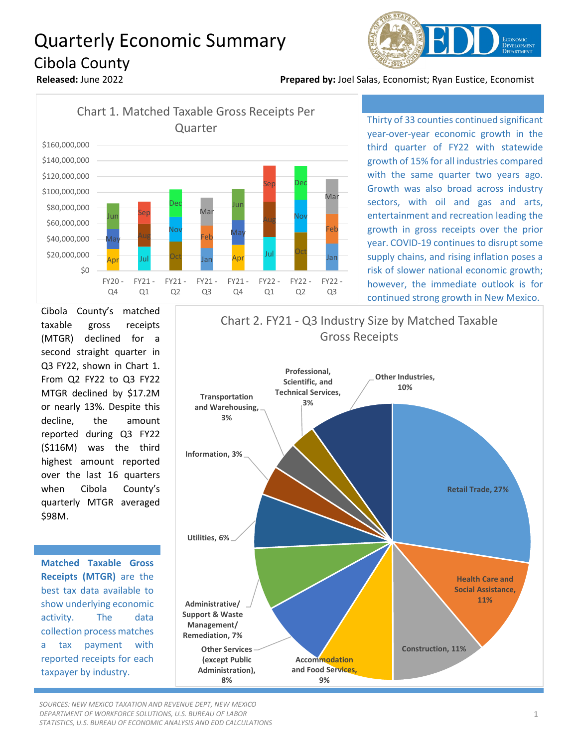# Quarterly Economic Summary

## Cibola County

**Released:** June 2022

**Prepared by:** Joel Salas, Economist; Ryan Eustice, Economist

Chart 1. Matched Taxable Gross Receipts Per Quarter

Thirty of 33 counties continued significant year-over-year economic growth in the third quarter of FY22 with statewide growth of 15% for all industries compared with the same quarter two years ago. Growth was also broad across industry sectors, with oil and gas and arts, entertainment and recreation leading the growth in gross receipts over the prior year. COVID-19 continues to disrupt some supply chains, and rising inflation poses a risk of slower national economic growth; however, the immediate outlook is for continued strong growth in New Mexico.

Cibola County's matched taxable gross receipts (MTGR) declined for a second straight quarter in Q3 FY22, shown in Chart 1. From Q2 FY22 to Q3 FY22 MTGR declined by $17.2M or nearly 13%. Despite this decline, the amount reported during Q3 FY22 ($116M) was the third highest amount reported over the last 16 quarters when Cibola County's quarterly MTGR averaged $98M.

**Matched Taxable Gross Receipts (MTGR)** are the best tax data available to show underlying economic activity. The data collection process matches a tax payment with reported receipts for each taxpayer by industry.

Chart 2. FY21 - Q3 Industry Size by Matched Taxable Gross Receipts

*SOURCES: NEW MEXICO TAXATION AND REVENUE DEPT, NEW MEXICO DEPARTMENT OF WORKFORCE SOLUTIONS, U.S. BUREAU OF LABOR STATISTICS, U.S. BUREAU OF ECONOMIC ANALYSIS AND EDD CALCULATIONS*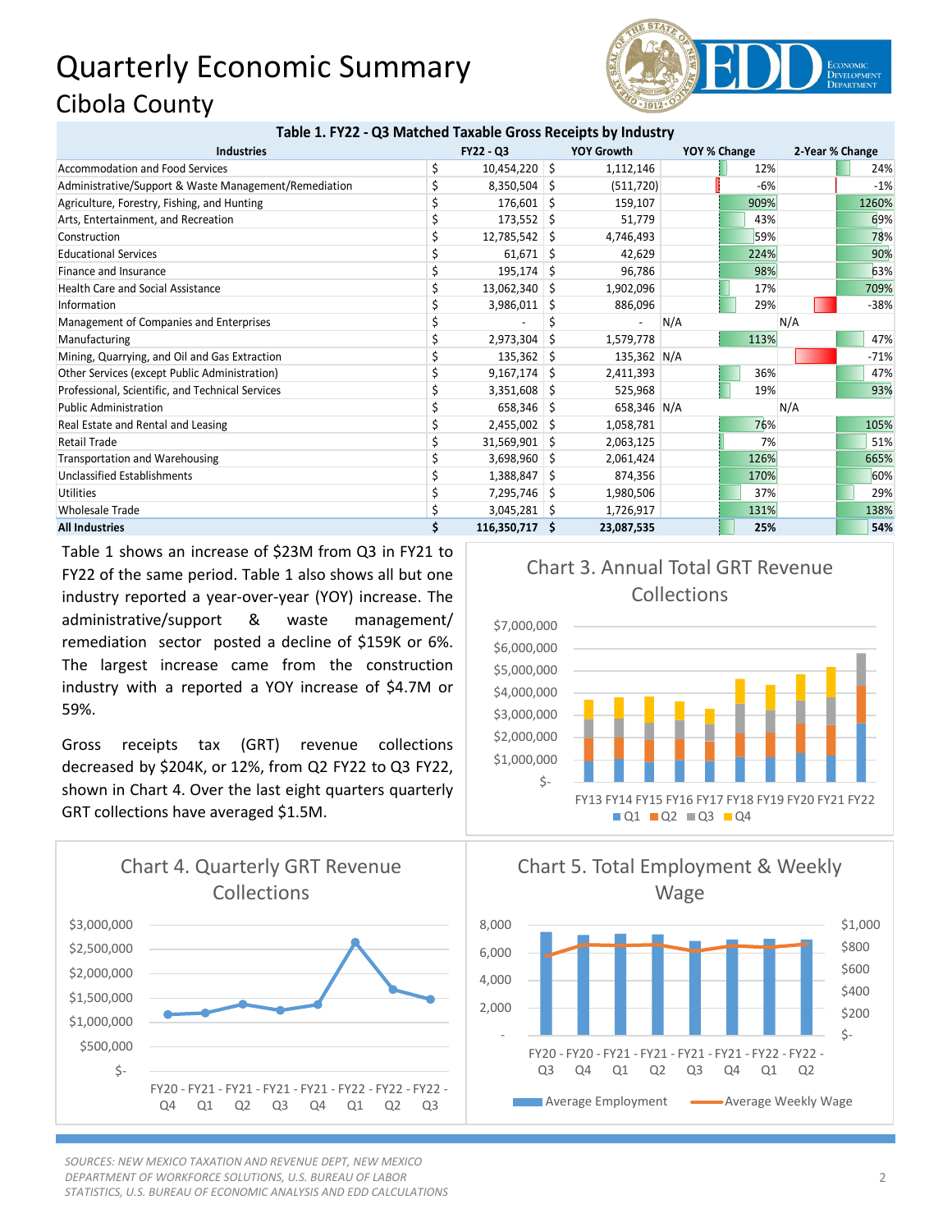# Quarterly Economic Summary

## Cibola County

**Table 1. FY22 - Q3 Matched Taxable Gross Receipts by Industry**

| Industries | FY22 - Q3 | YOY Growth | YOY % Change | 2-Year % Change |
|---|---|---|---|---|
| Accommodation and Food Services | $ 10,454,220 | $ 1,112,146 | 12% | 24% |
| Administrative/Support & Waste Management/Remediation | $ 8,350,504 | $ (511,720) | -6% | -1% |
| Agriculture, Forestry, Fishing, and Hunting | $ 176,601 | $ 159,107 | 909% | 1260% |
| Arts, Entertainment, and Recreation | $ 173,552 | $ 51,779 | 43% | 69% |
| Construction | $ 12,785,542 | $ 4,746,493 | 59% | 78% |
| Educational Services | $ 61,671 | $ 42,629 | 224% | 90% |
| Finance and Insurance | $ 195,174 | $ 96,786 | 98% | 63% |
| Health Care and Social Assistance | $ 13,062,340 | $ 1,902,096 | 17% | 709% |
| Information | $ 3,986,011 | $ 886,096 | 29% | -38% |
| Management of Companies and Enterprises | $ - | $ - | N/A | N/A |
| Manufacturing | $ 2,973,304 | $ 1,579,778 | 113% | 47% |
| Mining, Quarrying, and Oil and Gas Extraction | $ 135,362 | $ 135,362 | N/A | -71% |
| Other Services (except Public Administration) | $ 9,167,174 | $ 2,411,393 | 36% | 47% |
| Professional, Scientific, and Technical Services | $ 3,351,608 | $ 525,968 | 19% | 93% |
| Public Administration | $ 658,346 | $ 658,346 | N/A | N/A |
| Real Estate and Rental and Leasing | $ 2,455,002 | $ 1,058,781 | 76% | 105% |
| Retail Trade | $ 31,569,901 | $ 2,063,125 | 7% | 51% |
| Transportation and Warehousing | $ 3,698,960 | $ 2,061,424 | 126% | 665% |
| Unclassified Establishments | $ 1,388,847 | $ 874,356 | 170% | 60% |
| Utilities | $ 7,295,746 | $ 1,980,506 | 37% | 29% |
| Wholesale Trade | $ 3,045,281 | $ 1,726,917 | 131% | 138% |
| **All Industries** | **$ 116,350,717** | **$ 23,087,535** | **25%** | **54%** |

Table 1 shows an increase of $23M from Q3 in FY21 to FY22 of the same period. Table 1 also shows all but one industry reported a year-over-year (YOY) increase. The administrative/support & waste management/ remediation sector posted a decline of $159K or 6%. The largest increase came from the construction industry with a reported a YOY increase of $4.7M or 59%.

Gross receipts tax (GRT) revenue collections decreased by $204K, or 12%, from Q2 FY22 to Q3 FY22, shown in Chart 4. Over the last eight quarters quarterly GRT collections have averaged $1.5M.

**Chart 3. Annual Total GRT Revenue Collections**

**Chart 4. Quarterly GRT Revenue Collections**

**Chart 5. Total Employment & Weekly Wage**

*SOURCES: NEW MEXICO TAXATION AND REVENUE DEPT, NEW MEXICO DEPARTMENT OF WORKFORCE SOLUTIONS, U.S. BUREAU OF LABOR STATISTICS, U.S. BUREAU OF ECONOMIC ANALYSIS AND EDD CALCULATIONS*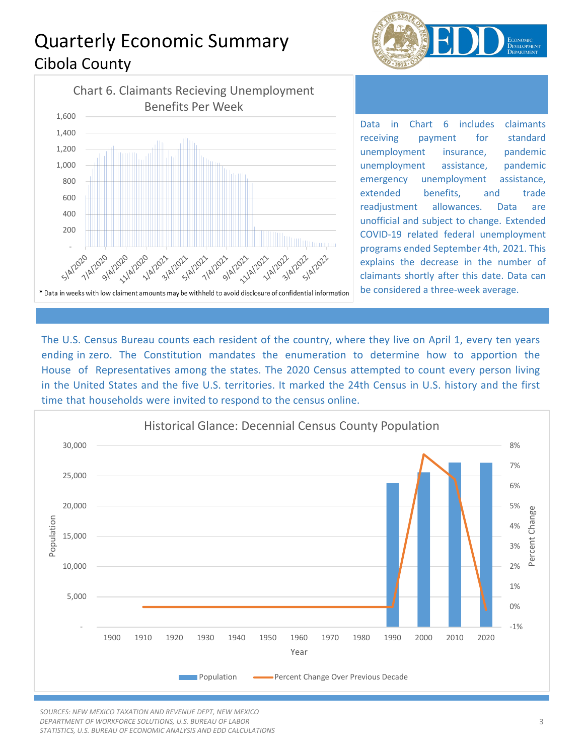# Quarterly Economic Summary

## Cibola County

Chart 6. Claimants Recieving Unemployment Benefits Per Week

1,600
1,400
1,200
1,000
800
600
400
200
-

5/4/2020 7/4/2020 9/4/2020 11/4/2020 1/4/2021 3/4/2021 5/4/2021 7/4/2021 9/4/2021 11/4/2021 1/4/2022 3/4/2022 5/4/2022

\* Data in weeks with low claiment amounts may be withheld to avoid disclosure of confidential information

Data in Chart 6 includes claimants receiving payment for standard unemployment insurance, pandemic unemployment assistance, pandemic emergency unemployment assistance, extended benefits, and trade readjustment allowances. Data are unofficial and subject to change. Extended COVID-19 related federal unemployment programs ended September 4th, 2021. This explains the decrease in the number of claimants shortly after this date. Data can be considered a three-week average.

The U.S. Census Bureau counts each resident of the country, where they live on April 1, every ten years ending in zero. The Constitution mandates the enumeration to determine how to apportion the House of Representatives among the states. The 2020 Census attempted to count every person living in the United States and the five U.S. territories. It marked the 24th Census in U.S. history and the first time that households were invited to respond to the census online.

Historical Glance: Decennial Census County Population

Population: 30,000 25,000 20,000 15,000 10,000 5,000 -

Percent Change: 8% 7% 6% 5% 4% 3% 2% 1% 0% -1%

Year: 1900 1910 1920 1930 1940 1950 1960 1970 1980 1990 2000 2010 2020

Population — Percent Change Over Previous Decade

*SOURCES: NEW MEXICO TAXATION AND REVENUE DEPT, NEW MEXICO DEPARTMENT OF WORKFORCE SOLUTIONS, U.S. BUREAU OF LABOR STATISTICS, U.S. BUREAU OF ECONOMIC ANALYSIS AND EDD CALCULATIONS*